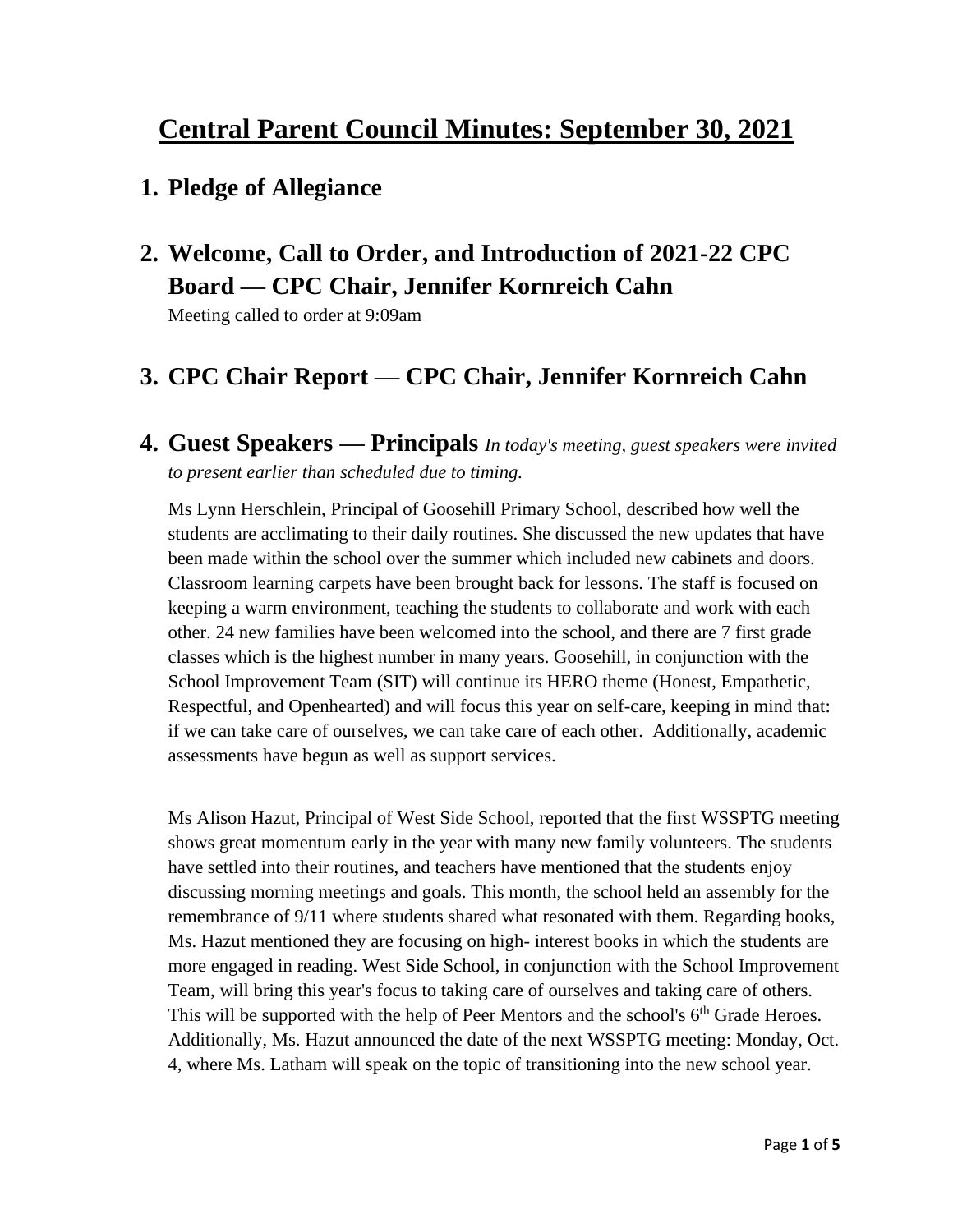# Central Parent Council Minutes: September 30, 2021

## 1. Pledge of Allegiance

## 2. Welcome, Call to Order, and Introduction of 2021-22 CPC Board — CPC Chair, Jennifer Kornreich Cahn

Meeting called to order at 9:09am

## 3. CPC Chair Report — CPC Chair, Jennifer Kornreich Cahn

## 4. Guest Speakers — Principals *In today's meeting, guest speakers were invited to present earlier than scheduled due to timing.*

Ms Lynn Herschlein, Principal of Goosehill Primary School, described how well the students are acclimating to their daily routines. She discussed the new updates that have been made within the school over the summer which included new cabinets and doors. Classroom learning carpets have been brought back for lessons. The staff is focused on keeping a warm environment, teaching the students to collaborate and work with each other. 24 new families have been welcomed into the school, and there are 7 first grade classes which is the highest number in many years. Goosehill, in conjunction with the School Improvement Team (SIT) will continue its HERO theme (Honest, Empathetic, Respectful, and Openhearted) and will focus this year on self-care, keeping in mind that: if we can take care of ourselves, we can take care of each other. Additionally, academic assessments have begun as well as support services.

Ms Alison Hazut, Principal of West Side School, reported that the first WSSPTG meeting shows great momentum early in the year with many new family volunteers. The students have settled into their routines, and teachers have mentioned that the students enjoy discussing morning meetings and goals. This month, the school held an assembly for the remembrance of 9/11 where students shared what resonated with them. Regarding books, Ms. Hazut mentioned they are focusing on high- interest books in which the students are more engaged in reading. West Side School, in conjunction with the School Improvement Team, will bring this year's focus to taking care of ourselves and taking care of others. This will be supported with the help of Peer Mentors and the school's 6th Grade Heroes. Additionally, Ms. Hazut announced the date of the next WSSPTG meeting: Monday, Oct. 4, where Ms. Latham will speak on the topic of transitioning into the new school year.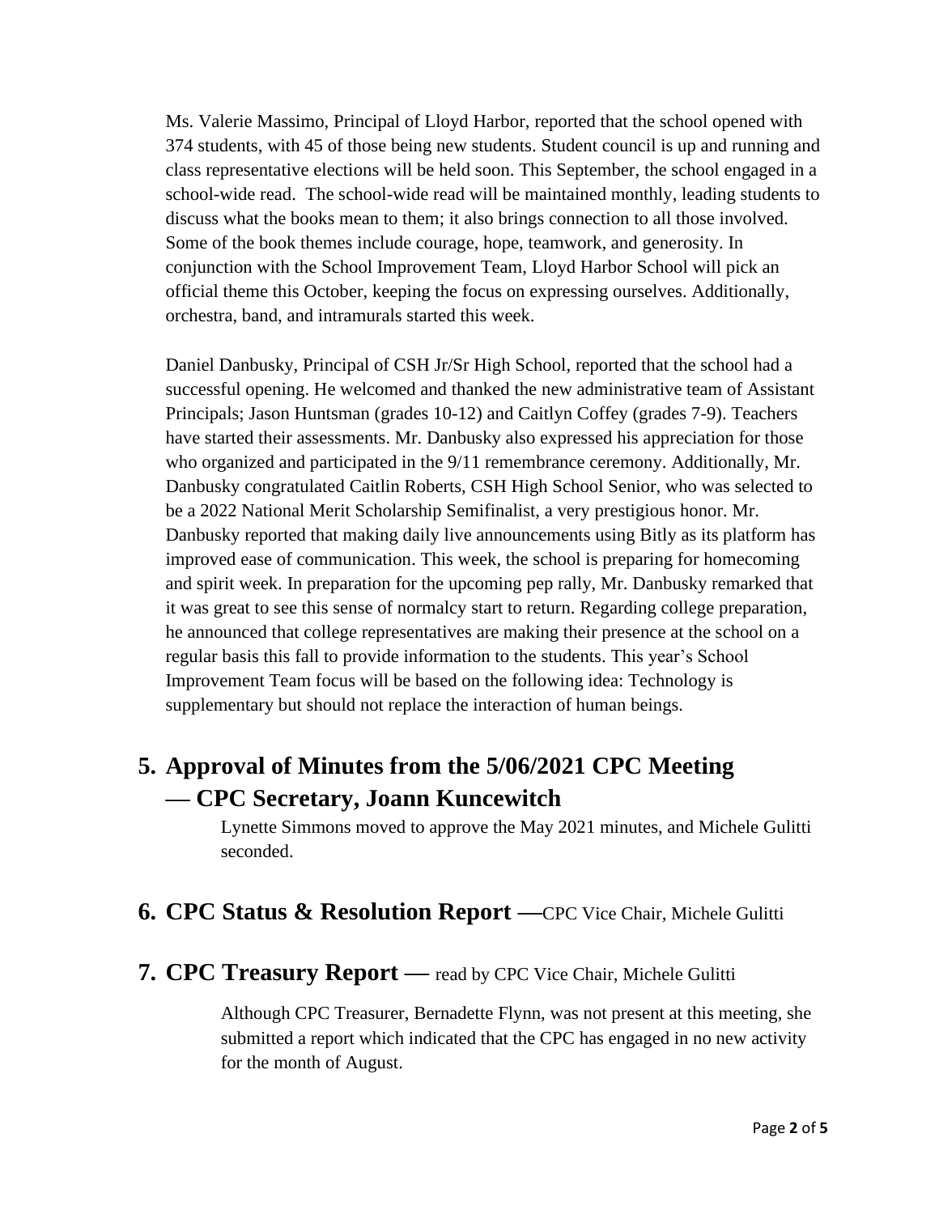Ms. Valerie Massimo, Principal of Lloyd Harbor, reported that the school opened with 374 students, with 45 of those being new students. Student council is up and running and class representative elections will be held soon. This September, the school engaged in a school-wide read. The school-wide read will be maintained monthly, leading students to discuss what the books mean to them; it also brings connection to all those involved. Some of the book themes include courage, hope, teamwork, and generosity. In conjunction with the School Improvement Team, Lloyd Harbor School will pick an official theme this October, keeping the focus on expressing ourselves. Additionally, orchestra, band, and intramurals started this week.

Daniel Danbusky, Principal of CSH Jr/Sr High School, reported that the school had a successful opening. He welcomed and thanked the new administrative team of Assistant Principals; Jason Huntsman (grades 10-12) and Caitlyn Coffey (grades 7-9). Teachers have started their assessments. Mr. Danbusky also expressed his appreciation for those who organized and participated in the 9/11 remembrance ceremony. Additionally, Mr. Danbusky congratulated Caitlin Roberts, CSH High School Senior, who was selected to be a 2022 National Merit Scholarship Semifinalist, a very prestigious honor. Mr. Danbusky reported that making daily live announcements using Bitly as its platform has improved ease of communication. This week, the school is preparing for homecoming and spirit week. In preparation for the upcoming pep rally, Mr. Danbusky remarked that it was great to see this sense of normalcy start to return. Regarding college preparation, he announced that college representatives are making their presence at the school on a regular basis this fall to provide information to the students. This year's School Improvement Team focus will be based on the following idea: Technology is supplementary but should not replace the interaction of human beings.

## 5. Approval of Minutes from the 5/06/2021 CPC Meeting — CPC Secretary, Joann Kuncewitch

Lynette Simmons moved to approve the May 2021 minutes, and Michele Gulitti seconded.

## 6. CPC Status & Resolution Report —CPC Vice Chair, Michele Gulitti

## 7. CPC Treasury Report — read by CPC Vice Chair, Michele Gulitti

Although CPC Treasurer, Bernadette Flynn, was not present at this meeting, she submitted a report which indicated that the CPC has engaged in no new activity for the month of August.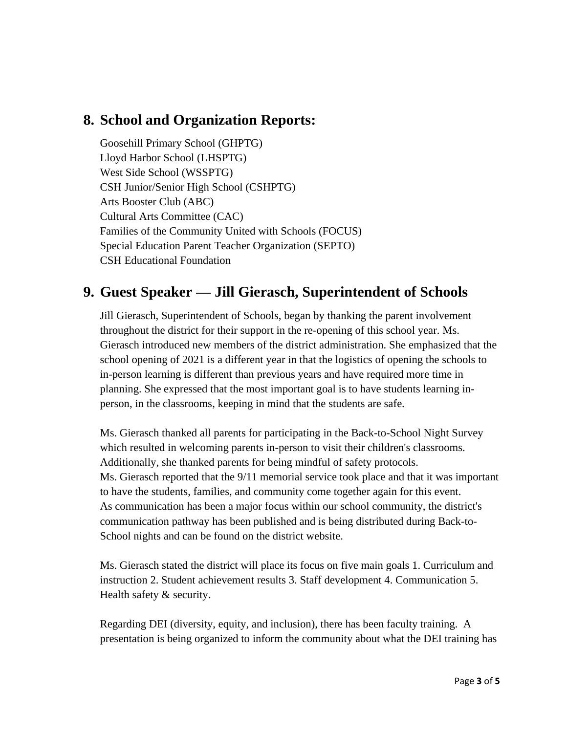## 8. School and Organization Reports:

Goosehill Primary School (GHPTG)
Lloyd Harbor School (LHSPTG)
West Side School (WSSPTG)
CSH Junior/Senior High School (CSHPTG)
Arts Booster Club (ABC)
Cultural Arts Committee (CAC)
Families of the Community United with Schools (FOCUS)
Special Education Parent Teacher Organization (SEPTO)
CSH Educational Foundation

## 9. Guest Speaker — Jill Gierasch, Superintendent of Schools

Jill Gierasch, Superintendent of Schools, began by thanking the parent involvement throughout the district for their support in the re-opening of this school year. Ms. Gierasch introduced new members of the district administration. She emphasized that the school opening of 2021 is a different year in that the logistics of opening the schools to in-person learning is different than previous years and have required more time in planning. She expressed that the most important goal is to have students learning in-person, in the classrooms, keeping in mind that the students are safe.

Ms. Gierasch thanked all parents for participating in the Back-to-School Night Survey which resulted in welcoming parents in-person to visit their children's classrooms. Additionally, she thanked parents for being mindful of safety protocols.
Ms. Gierasch reported that the 9/11 memorial service took place and that it was important to have the students, families, and community come together again for this event.
As communication has been a major focus within our school community, the district's communication pathway has been published and is being distributed during Back-to-School nights and can be found on the district website.

Ms. Gierasch stated the district will place its focus on five main goals 1. Curriculum and instruction 2. Student achievement results 3. Staff development 4. Communication 5. Health safety & security.

Regarding DEI (diversity, equity, and inclusion), there has been faculty training. A presentation is being organized to inform the community about what the DEI training has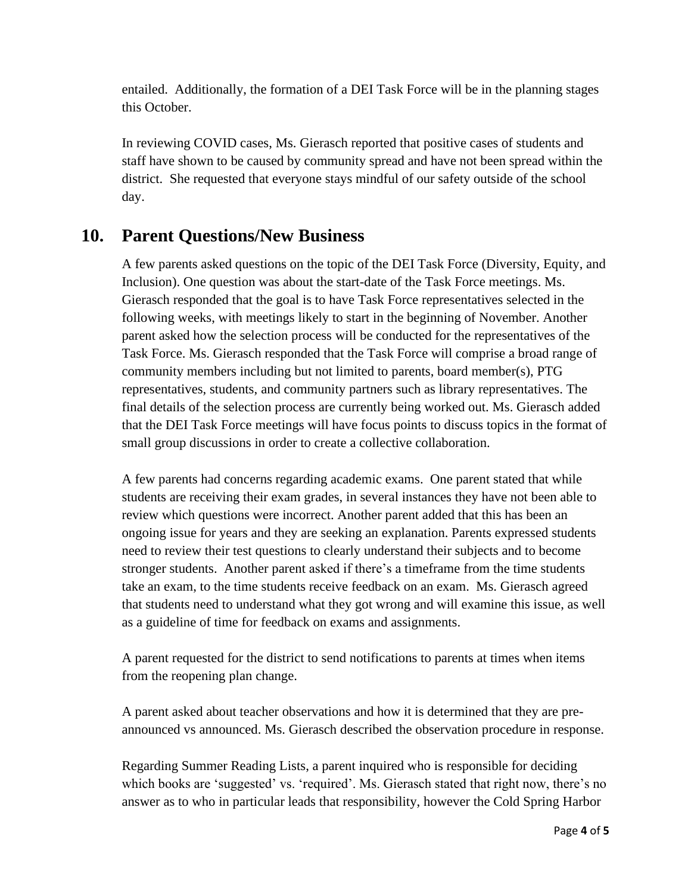entailed. Additionally, the formation of a DEI Task Force will be in the planning stages this October.

In reviewing COVID cases, Ms. Gierasch reported that positive cases of students and staff have shown to be caused by community spread and have not been spread within the district. She requested that everyone stays mindful of our safety outside of the school day.

## 10. Parent Questions/New Business

A few parents asked questions on the topic of the DEI Task Force (Diversity, Equity, and Inclusion). One question was about the start-date of the Task Force meetings. Ms. Gierasch responded that the goal is to have Task Force representatives selected in the following weeks, with meetings likely to start in the beginning of November. Another parent asked how the selection process will be conducted for the representatives of the Task Force. Ms. Gierasch responded that the Task Force will comprise a broad range of community members including but not limited to parents, board member(s), PTG representatives, students, and community partners such as library representatives. The final details of the selection process are currently being worked out. Ms. Gierasch added that the DEI Task Force meetings will have focus points to discuss topics in the format of small group discussions in order to create a collective collaboration.

A few parents had concerns regarding academic exams. One parent stated that while students are receiving their exam grades, in several instances they have not been able to review which questions were incorrect. Another parent added that this has been an ongoing issue for years and they are seeking an explanation. Parents expressed students need to review their test questions to clearly understand their subjects and to become stronger students. Another parent asked if there's a timeframe from the time students take an exam, to the time students receive feedback on an exam. Ms. Gierasch agreed that students need to understand what they got wrong and will examine this issue, as well as a guideline of time for feedback on exams and assignments.

A parent requested for the district to send notifications to parents at times when items from the reopening plan change.

A parent asked about teacher observations and how it is determined that they are pre-announced vs announced. Ms. Gierasch described the observation procedure in response.

Regarding Summer Reading Lists, a parent inquired who is responsible for deciding which books are 'suggested' vs. 'required'. Ms. Gierasch stated that right now, there's no answer as to who in particular leads that responsibility, however the Cold Spring Harbor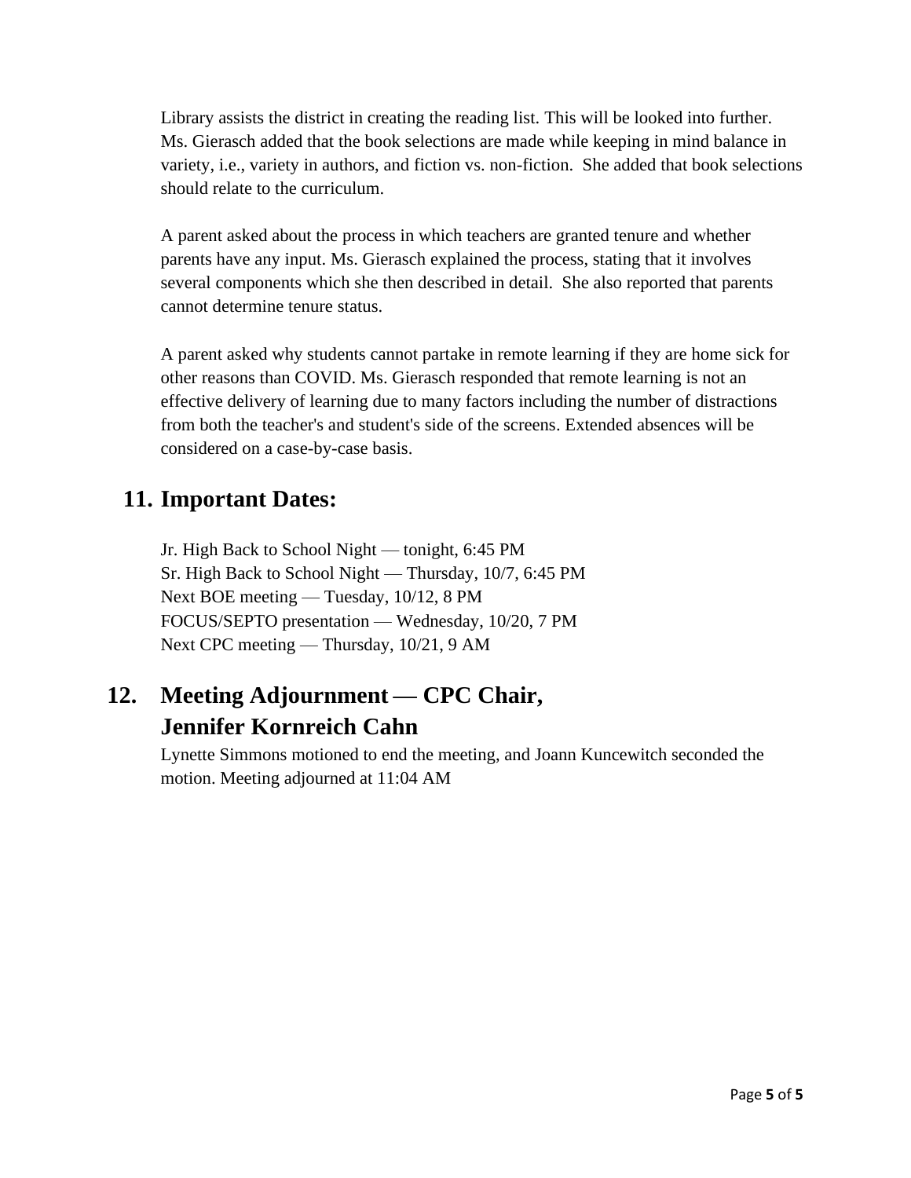Library assists the district in creating the reading list. This will be looked into further. Ms. Gierasch added that the book selections are made while keeping in mind balance in variety, i.e., variety in authors, and fiction vs. non-fiction. She added that book selections should relate to the curriculum.

A parent asked about the process in which teachers are granted tenure and whether parents have any input. Ms. Gierasch explained the process, stating that it involves several components which she then described in detail. She also reported that parents cannot determine tenure status.

A parent asked why students cannot partake in remote learning if they are home sick for other reasons than COVID. Ms. Gierasch responded that remote learning is not an effective delivery of learning due to many factors including the number of distractions from both the teacher's and student's side of the screens. Extended absences will be considered on a case-by-case basis.

## 11. Important Dates:

Jr. High Back to School Night — tonight, 6:45 PM
Sr. High Back to School Night — Thursday, 10/7, 6:45 PM
Next BOE meeting — Tuesday, 10/12, 8 PM
FOCUS/SEPTO presentation — Wednesday, 10/20, 7 PM
Next CPC meeting — Thursday, 10/21, 9 AM

## 12. Meeting Adjournment — CPC Chair, Jennifer Kornreich Cahn

Lynette Simmons motioned to end the meeting, and Joann Kuncewitch seconded the motion. Meeting adjourned at 11:04 AM